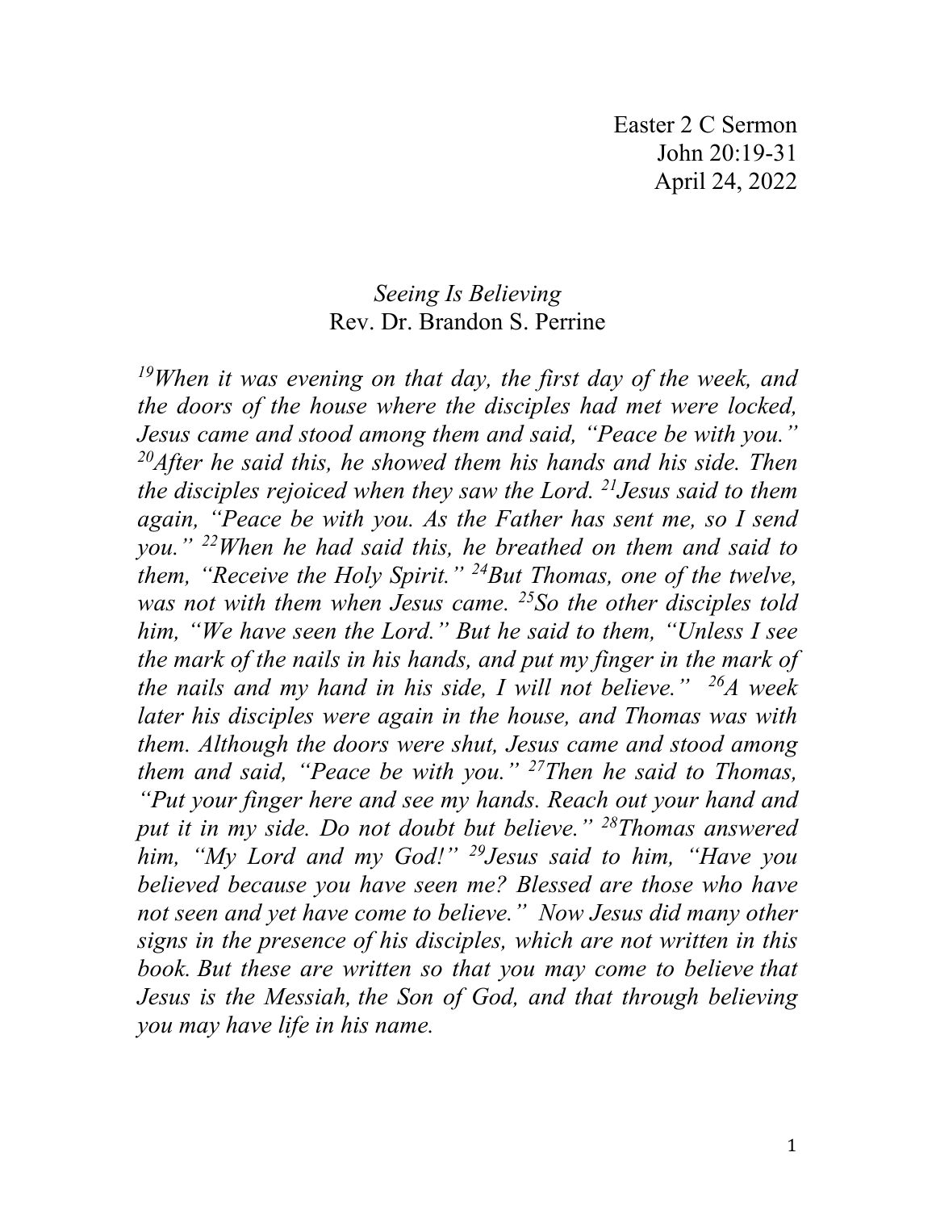Easter 2 C Sermon
John 20:19-31
April 24, 2022

*Seeing Is Believing*
Rev. Dr. Brandon S. Perrine

*[19]When it was evening on that day, the first day of the week, and the doors of the house where the disciples had met were locked, Jesus came and stood among them and said, "Peace be with you." [20]After he said this, he showed them his hands and his side. Then the disciples rejoiced when they saw the Lord. [21]Jesus said to them again, "Peace be with you. As the Father has sent me, so I send you." [22]When he had said this, he breathed on them and said to them, "Receive the Holy Spirit." [24]But Thomas, one of the twelve, was not with them when Jesus came. [25]So the other disciples told him, "We have seen the Lord." But he said to them, "Unless I see the mark of the nails in his hands, and put my finger in the mark of the nails and my hand in his side, I will not believe." [26]A week later his disciples were again in the house, and Thomas was with them. Although the doors were shut, Jesus came and stood among them and said, "Peace be with you." [27]Then he said to Thomas, "Put your finger here and see my hands. Reach out your hand and put it in my side. Do not doubt but believe." [28]Thomas answered him, "My Lord and my God!" [29]Jesus said to him, "Have you believed because you have seen me? Blessed are those who have not seen and yet have come to believe." Now Jesus did many other signs in the presence of his disciples, which are not written in this book. But these are written so that you may come to believe that Jesus is the Messiah, the Son of God, and that through believing you may have life in his name.*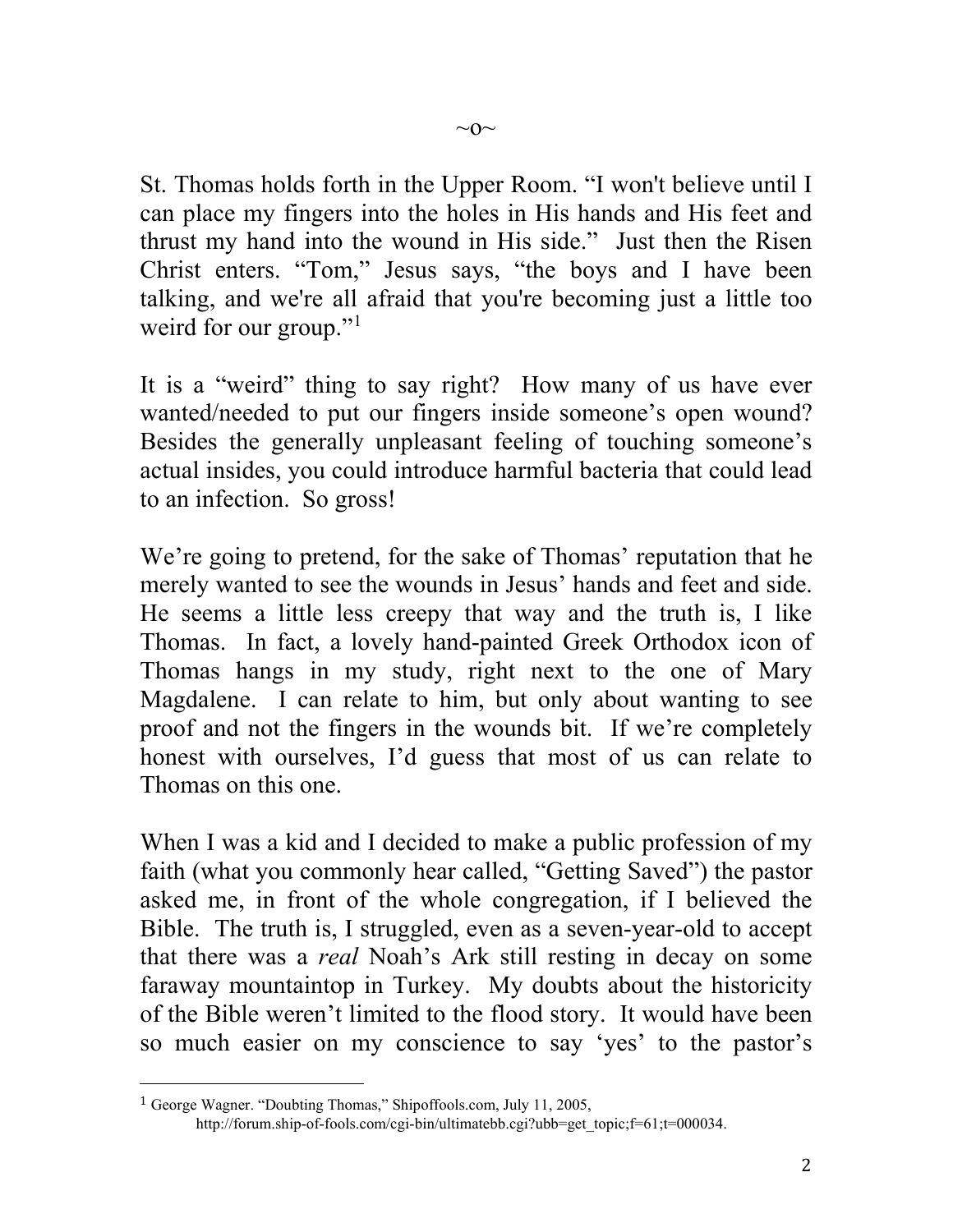~o~

St. Thomas holds forth in the Upper Room. "I won't believe until I can place my fingers into the holes in His hands and His feet and thrust my hand into the wound in His side." Just then the Risen Christ enters. "Tom," Jesus says, "the boys and I have been talking, and we're all afraid that you're becoming just a little too weird for our group."[1]

It is a "weird" thing to say right? How many of us have ever wanted/needed to put our fingers inside someone's open wound? Besides the generally unpleasant feeling of touching someone's actual insides, you could introduce harmful bacteria that could lead to an infection. So gross!

We're going to pretend, for the sake of Thomas' reputation that he merely wanted to see the wounds in Jesus' hands and feet and side. He seems a little less creepy that way and the truth is, I like Thomas. In fact, a lovely hand-painted Greek Orthodox icon of Thomas hangs in my study, right next to the one of Mary Magdalene. I can relate to him, but only about wanting to see proof and not the fingers in the wounds bit. If we're completely honest with ourselves, I'd guess that most of us can relate to Thomas on this one.

When I was a kid and I decided to make a public profession of my faith (what you commonly hear called, "Getting Saved") the pastor asked me, in front of the whole congregation, if I believed the Bible. The truth is, I struggled, even as a seven-year-old to accept that there was a *real* Noah's Ark still resting in decay on some faraway mountaintop in Turkey. My doubts about the historicity of the Bible weren't limited to the flood story. It would have been so much easier on my conscience to say 'yes' to the pastor's

---

[1] George Wagner. "Doubting Thomas," Shipoffools.com, July 11, 2005, http://forum.ship-of-fools.com/cgi-bin/ultimatebb.cgi?ubb=get_topic;f=61;t=000034.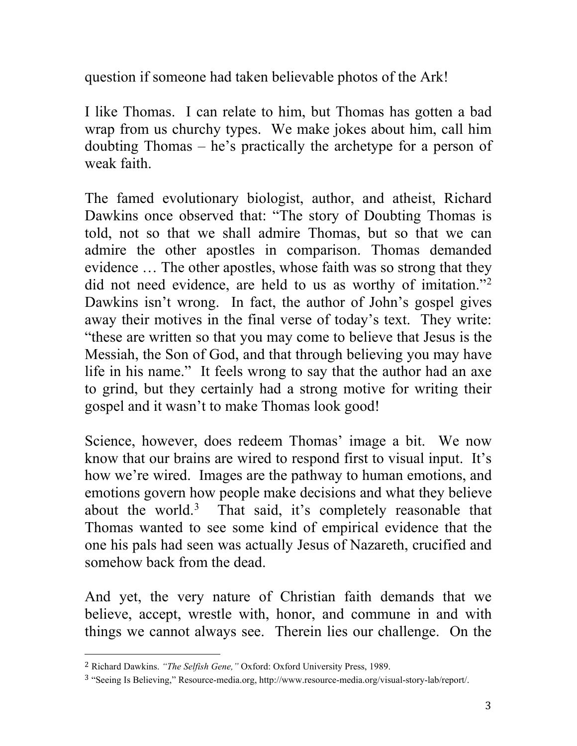question if someone had taken believable photos of the Ark!

I like Thomas. I can relate to him, but Thomas has gotten a bad wrap from us churchy types. We make jokes about him, call him doubting Thomas – he's practically the archetype for a person of weak faith.

The famed evolutionary biologist, author, and atheist, Richard Dawkins once observed that: "The story of Doubting Thomas is told, not so that we shall admire Thomas, but so that we can admire the other apostles in comparison. Thomas demanded evidence … The other apostles, whose faith was so strong that they did not need evidence, are held to us as worthy of imitation."[2] Dawkins isn't wrong. In fact, the author of John's gospel gives away their motives in the final verse of today's text. They write: "these are written so that you may come to believe that Jesus is the Messiah, the Son of God, and that through believing you may have life in his name." It feels wrong to say that the author had an axe to grind, but they certainly had a strong motive for writing their gospel and it wasn't to make Thomas look good!

Science, however, does redeem Thomas' image a bit. We now know that our brains are wired to respond first to visual input. It's how we're wired. Images are the pathway to human emotions, and emotions govern how people make decisions and what they believe about the world.[3] That said, it's completely reasonable that Thomas wanted to see some kind of empirical evidence that the one his pals had seen was actually Jesus of Nazareth, crucified and somehow back from the dead.

And yet, the very nature of Christian faith demands that we believe, accept, wrestle with, honor, and commune in and with things we cannot always see. Therein lies our challenge. On the

---

[2] Richard Dawkins. *"The Selfish Gene,"* Oxford: Oxford University Press, 1989.

[3] "Seeing Is Believing," Resource-media.org, http://www.resource-media.org/visual-story-lab/report/.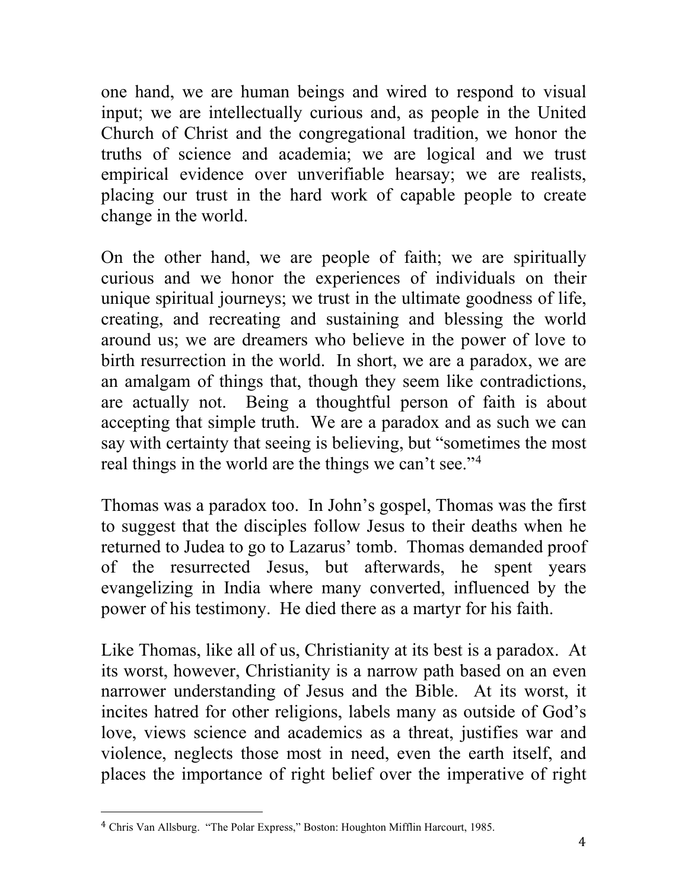one hand, we are human beings and wired to respond to visual input; we are intellectually curious and, as people in the United Church of Christ and the congregational tradition, we honor the truths of science and academia; we are logical and we trust empirical evidence over unverifiable hearsay; we are realists, placing our trust in the hard work of capable people to create change in the world.

On the other hand, we are people of faith; we are spiritually curious and we honor the experiences of individuals on their unique spiritual journeys; we trust in the ultimate goodness of life, creating, and recreating and sustaining and blessing the world around us; we are dreamers who believe in the power of love to birth resurrection in the world. In short, we are a paradox, we are an amalgam of things that, though they seem like contradictions, are actually not. Being a thoughtful person of faith is about accepting that simple truth. We are a paradox and as such we can say with certainty that seeing is believing, but "sometimes the most real things in the world are the things we can't see."[4]

Thomas was a paradox too. In John's gospel, Thomas was the first to suggest that the disciples follow Jesus to their deaths when he returned to Judea to go to Lazarus' tomb. Thomas demanded proof of the resurrected Jesus, but afterwards, he spent years evangelizing in India where many converted, influenced by the power of his testimony. He died there as a martyr for his faith.

Like Thomas, like all of us, Christianity at its best is a paradox. At its worst, however, Christianity is a narrow path based on an even narrower understanding of Jesus and the Bible. At its worst, it incites hatred for other religions, labels many as outside of God's love, views science and academics as a threat, justifies war and violence, neglects those most in need, even the earth itself, and places the importance of right belief over the imperative of right

[4] Chris Van Allsburg. "The Polar Express," Boston: Houghton Mifflin Harcourt, 1985.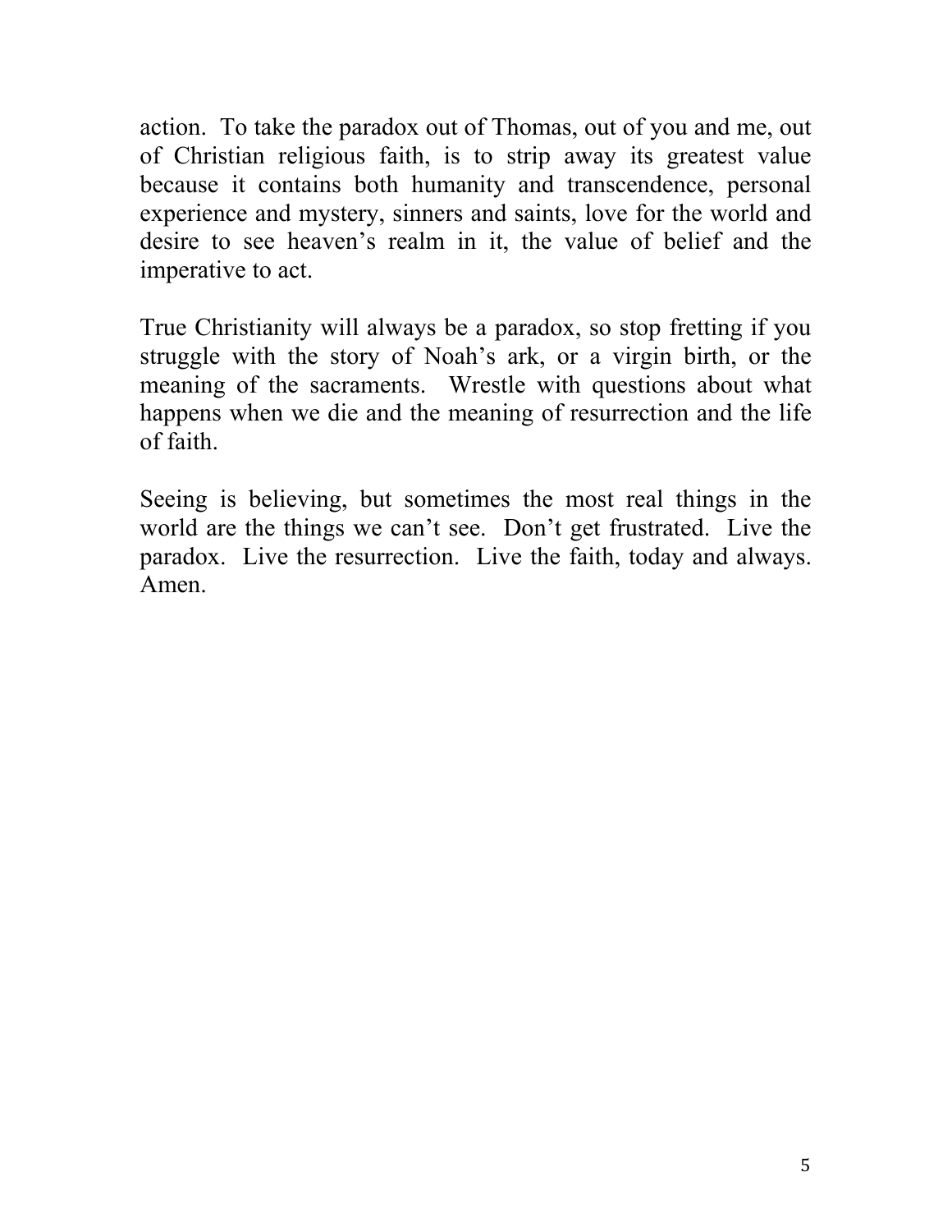action. To take the paradox out of Thomas, out of you and me, out of Christian religious faith, is to strip away its greatest value because it contains both humanity and transcendence, personal experience and mystery, sinners and saints, love for the world and desire to see heaven's realm in it, the value of belief and the imperative to act.

True Christianity will always be a paradox, so stop fretting if you struggle with the story of Noah's ark, or a virgin birth, or the meaning of the sacraments. Wrestle with questions about what happens when we die and the meaning of resurrection and the life of faith.

Seeing is believing, but sometimes the most real things in the world are the things we can't see. Don't get frustrated. Live the paradox. Live the resurrection. Live the faith, today and always. Amen.